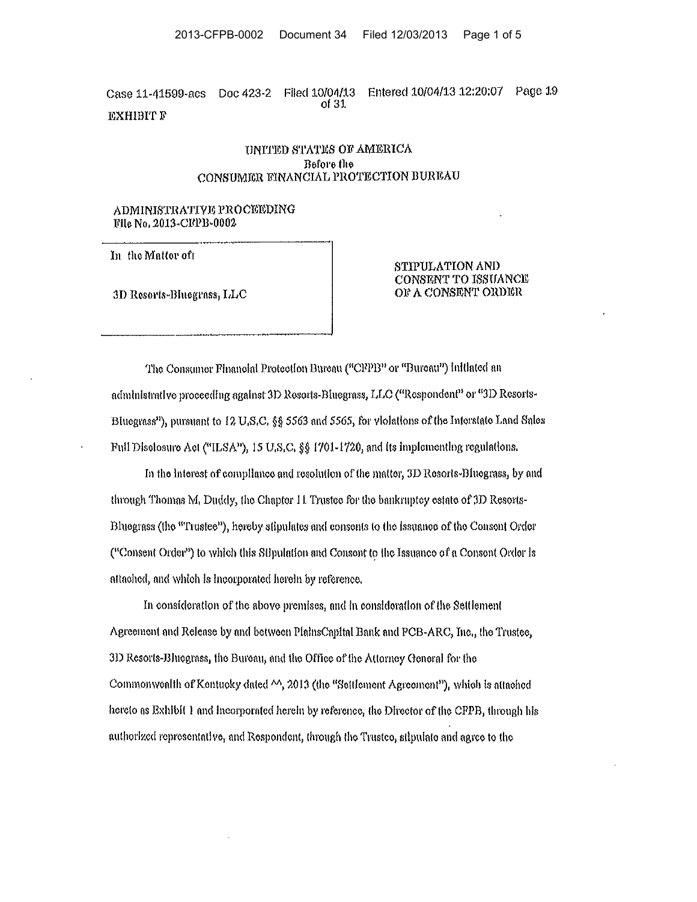EXHIBIT F

UNITED STATES OF AMERICA
Before the
CONSUMER FINANCIAL PROTECTION BUREAU

ADMINISTRATIVE PROCEEDING
File No. 2013-CFPB-0002

| In the Matter of: 3D Resorts-Bluegrass, LLC | STIPULATION AND CONSENT TO ISSUANCE OF A CONSENT ORDER |
|---|---|

The Consumer Financial Protection Bureau ("CFPB" or "Bureau") initiated an administrative proceeding against 3D Resorts-Bluegrass, LLC ("Respondent" or "3D Resorts-Bluegrass"), pursuant to 12 U.S.C. §§ 5563 and 5565, for violations of the Interstate Land Sales Full Disclosure Act ("ILSA"), 15 U.S.C. §§ 1701-1720, and its implementing regulations.

In the interest of compliance and resolution of the matter, 3D Resorts-Bluegrass, by and through Thomas M. Duddy, the Chapter 11 Trustee for the bankruptcy estate of 3D Resorts-Bluegrass (the "Trustee"), hereby stipulates and consents to the issuance of the Consent Order ("Consent Order") to which this Stipulation and Consent to the Issuance of a Consent Order is attached, and which is incorporated herein by reference.

In consideration of the above premises, and in consideration of the Settlement Agreement and Release by and between PlainsCapital Bank and PCB-ARC, Inc., the Trustee, 3D Resorts-Bluegrass, the Bureau, and the Office of the Attorney General for the Commonwealth of Kentucky dated ^^, 2013 (the "Settlement Agreement"), which is attached hereto as Exhibit 1 and incorporated herein by reference, the Director of the CFPB, through his authorized representative, and Respondent, through the Trustee, stipulate and agree to the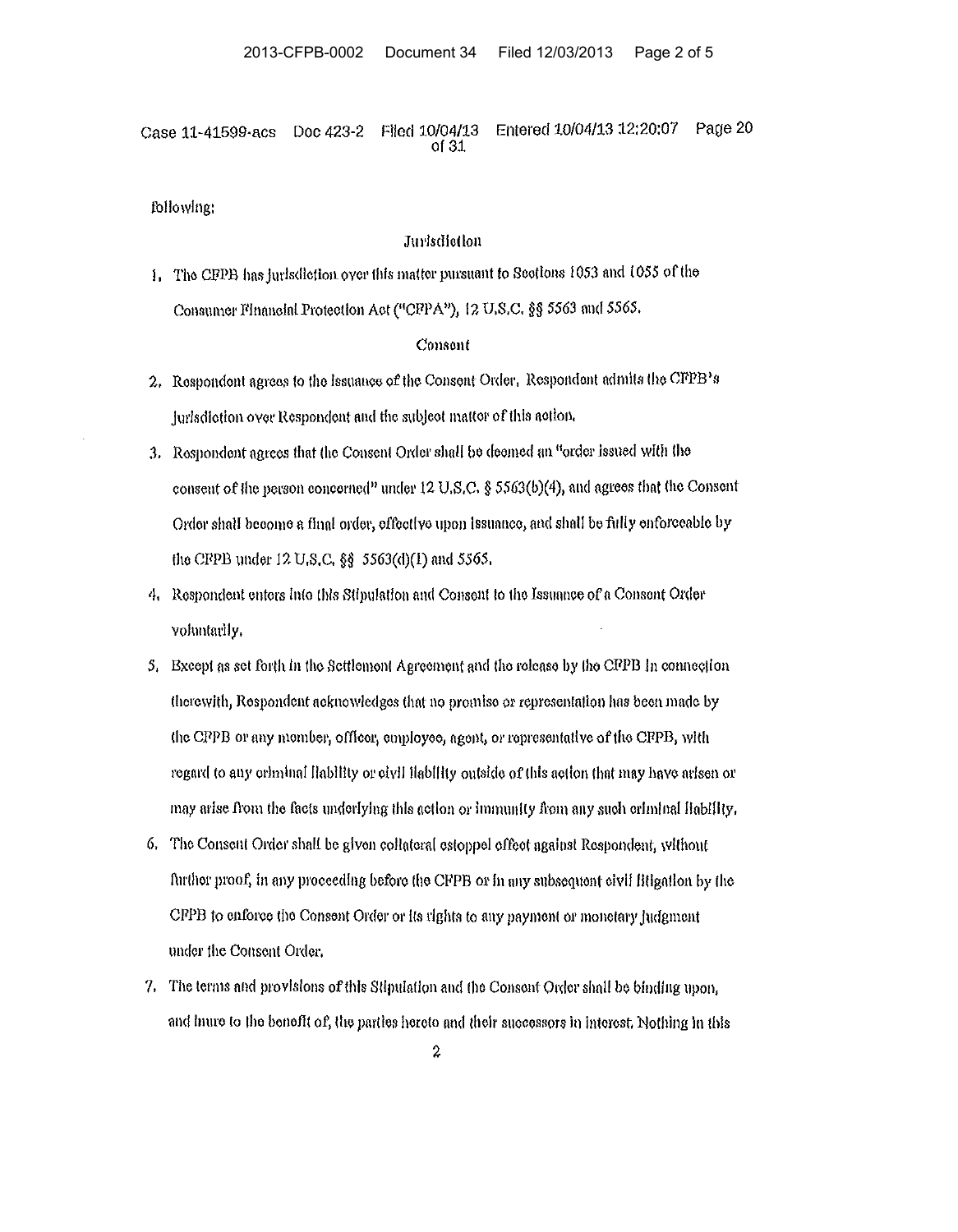following:

## Jurisdiction

1. The CFPB has jurisdiction over this matter pursuant to Sections 1053 and 1055 of the Consumer Financial Protection Act ("CFPA"), 12 U.S.C. §§ 5563 and 5565.

## Consent

2. Respondent agrees to the issuance of the Consent Order. Respondent admits the CFPB's jurisdiction over Respondent and the subject matter of this action.

3. Respondent agrees that the Consent Order shall be deemed an "order issued with the consent of the person concerned" under 12 U.S.C. § 5563(b)(4), and agrees that the Consent Order shall become a final order, effective upon issuance, and shall be fully enforceable by the CFPB under 12 U.S.C. §§ 5563(d)(1) and 5565.

4. Respondent enters into this Stipulation and Consent to the Issuance of a Consent Order voluntarily.

5. Except as set forth in the Settlement Agreement and the release by the CFPB in connection therewith, Respondent acknowledges that no promise or representation has been made by the CFPB or any member, officer, employee, agent, or representative of the CFPB, with regard to any criminal liability or civil liability outside of this action that may have arisen or may arise from the facts underlying this action or immunity from any such criminal liability.

6. The Consent Order shall be given collateral estoppel effect against Respondent, without further proof, in any proceeding before the CFPB or in any subsequent civil litigation by the CFPB to enforce the Consent Order or its rights to any payment or monetary judgment under the Consent Order.

7. The terms and provisions of this Stipulation and the Consent Order shall be binding upon, and inure to the benefit of, the parties hereto and their successors in interest. Nothing in this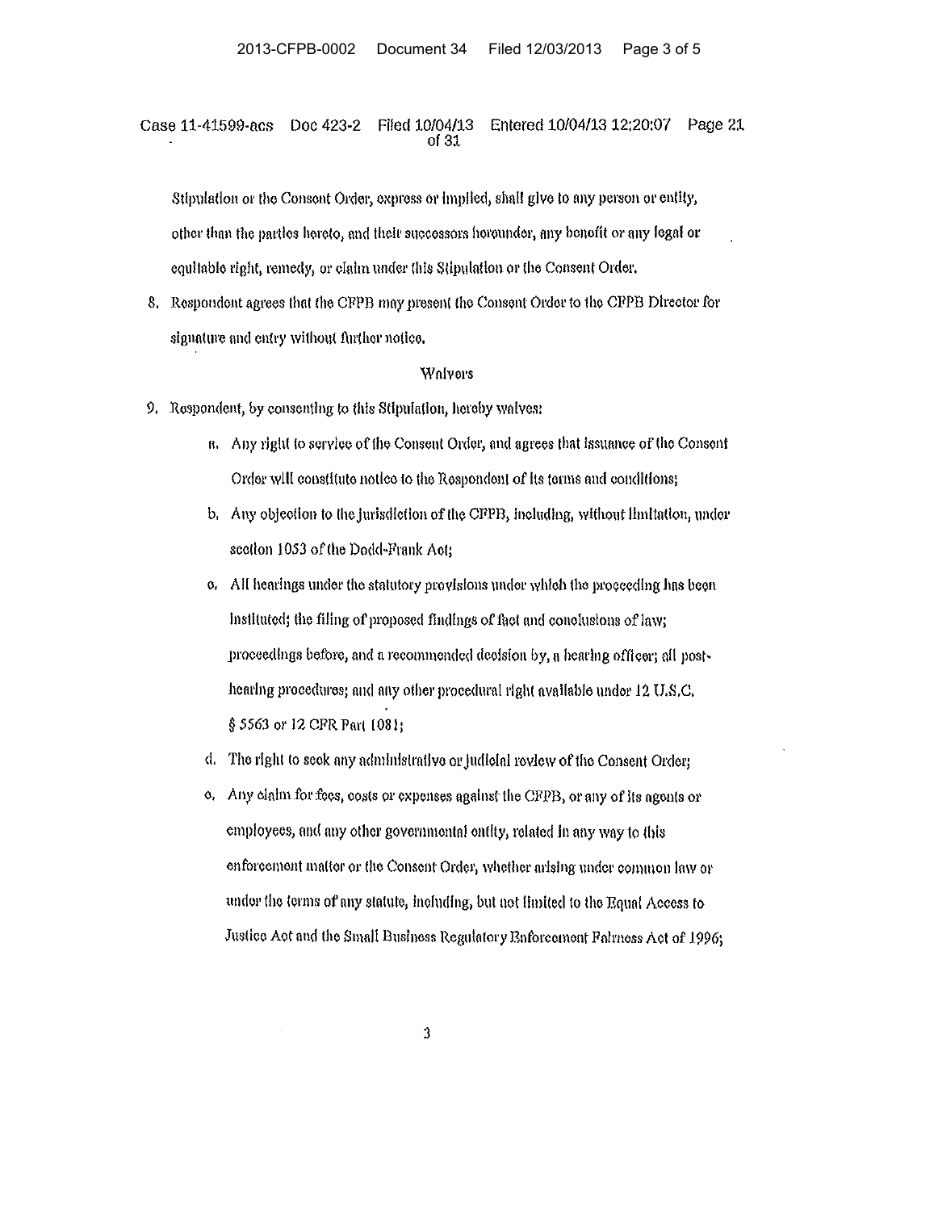Stipulation or the Consent Order, express or implied, shall give to any person or entity, other than the parties hereto, and their successors hereunder, any benefit or any legal or equitable right, remedy, or claim under this Stipulation or the Consent Order.

8. Respondent agrees that the CFPB may present the Consent Order to the CFPB Director for signature and entry without further notice.

## Waivers

9. Respondent, by consenting to this Stipulation, hereby waives:

   a. Any right to service of the Consent Order, and agrees that issuance of the Consent Order will constitute notice to the Respondent of its terms and conditions;

   b. Any objection to the jurisdiction of the CFPB, including, without limitation, under section 1053 of the Dodd-Frank Act;

   c. All hearings under the statutory provisions under which the proceeding has been instituted; the filing of proposed findings of fact and conclusions of law; proceedings before, and a recommended decision by, a hearing officer; all post-hearing procedures; and any other procedural right available under 12 U.S.C. § 5563 or 12 CFR Part 1081;

   d. The right to seek any administrative or judicial review of the Consent Order;

   e. Any claim for fees, costs or expenses against the CFPB, or any of its agents or employees, and any other governmental entity, related in any way to this enforcement matter or the Consent Order, whether arising under common law or under the terms of any statute, including, but not limited to the Equal Access to Justice Act and the Small Business Regulatory Enforcement Fairness Act of 1996;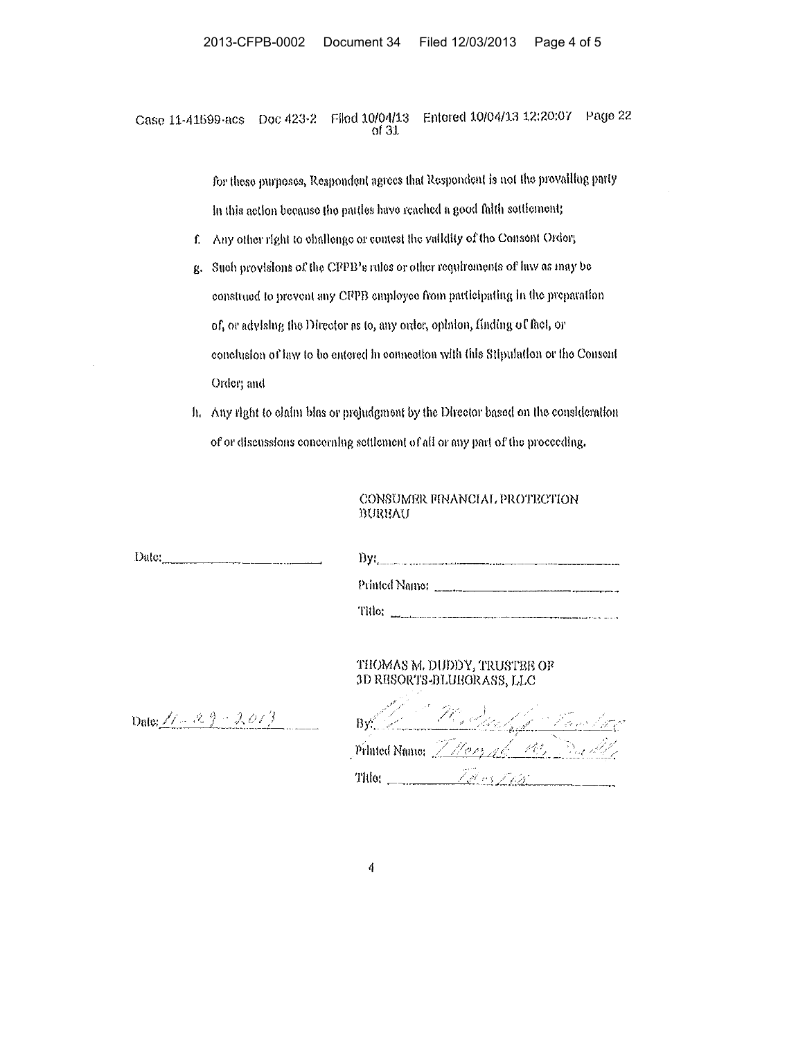for these purposes, Respondent agrees that Respondent is not the prevailing party in this action because the parties have reached a good faith settlement;

f. Any other right to challenge or contest the validity of the Consent Order;

g. Such provisions of the CFPB's rules or other requirements of law as may be construed to prevent any CFPB employee from participating in the preparation of, or advising the Director as to, any order, opinion, finding of fact, or conclusion of law to be entered in connection with this Stipulation or the Consent Order; and

h. Any right to claim bias or prejudgment by the Director based on the consideration of or discussions concerning settlement of all or any part of the proceeding.

CONSUMER FINANCIAL PROTECTION BUREAU

Date: ____________________

By: ____________________

Printed Name: ____________________

Title: ____________________

THOMAS M. DUDDY, TRUSTEE OF 3D RESORTS-BLUEGRASS, LLC

Date: 11-29-2013

By: Thomas M. Duddy, Trustee

Printed Name: Thomas M. Duddy

Title: Trustee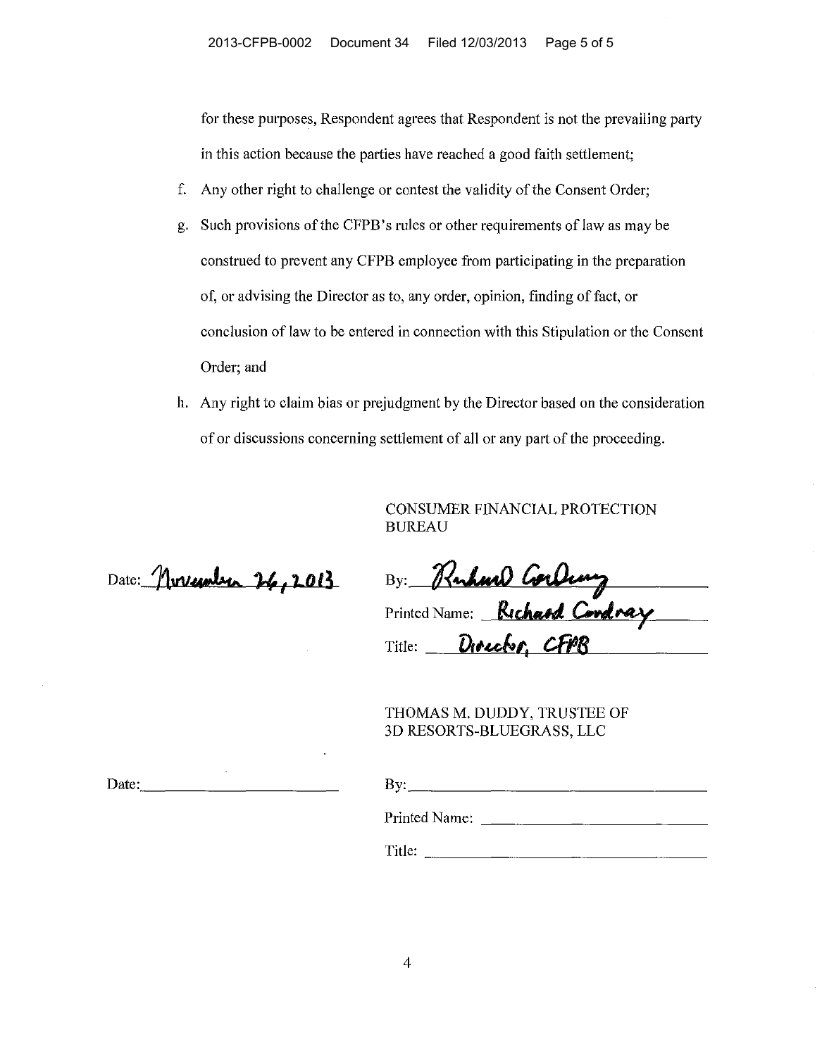for these purposes, Respondent agrees that Respondent is not the prevailing party in this action because the parties have reached a good faith settlement;

f. Any other right to challenge or contest the validity of the Consent Order;

g. Such provisions of the CFPB's rules or other requirements of law as may be construed to prevent any CFPB employee from participating in the preparation of, or advising the Director as to, any order, opinion, finding of fact, or conclusion of law to be entered in connection with this Stipulation or the Consent Order; and

h. Any right to claim bias or prejudgment by the Director based on the consideration of or discussions concerning settlement of all or any part of the proceeding.

CONSUMER FINANCIAL PROTECTION BUREAU

Date: November 26, 2013

By: Richard Cordray

Printed Name: Richard Cordray

Title: Director, CFPB

THOMAS M. DUDDY, TRUSTEE OF 3D RESORTS-BLUEGRASS, LLC

Date: ______________________

By: ______________________

Printed Name: ______________________

Title: ______________________